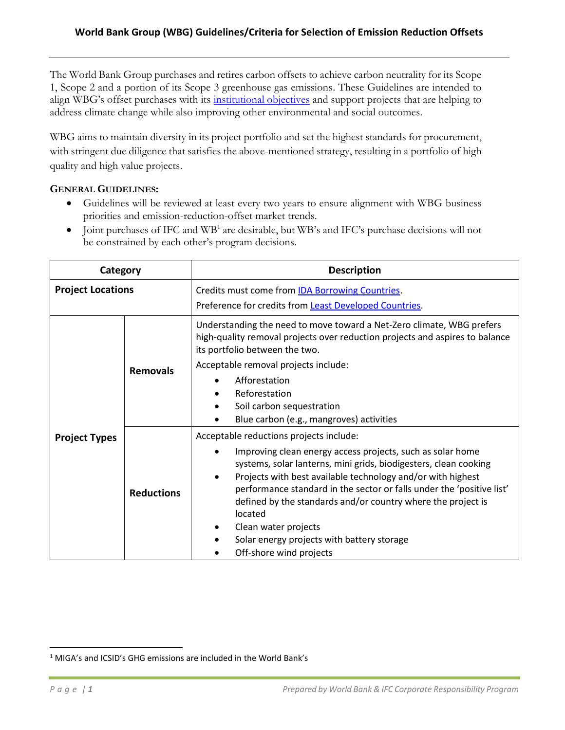# World Bank Group (WBG) Guidelines/Criteria for Selection of Emission Reduction Offsets

The World Bank Group purchases and retires carbon offsets to achieve carbon neutrality for its Scope 1, Scope 2 and a portion of its Scope 3 greenhouse gas emissions. These Guidelines are intended to align WBG's offset purchases with its institutional objectives and support projects that are helping to address climate change while also improving other environmental and social outcomes.

WBG aims to maintain diversity in its project portfolio and set the highest standards for procurement, with stringent due diligence that satisfies the above-mentioned strategy, resulting in a portfolio of high quality and high value projects.

**GENERAL GUIDELINES:**

- Guidelines will be reviewed at least every two years to ensure alignment with WBG business priorities and emission-reduction-offset market trends.
- Joint purchases of IFC and WB[1] are desirable, but WB's and IFC's purchase decisions will not be constrained by each other's program decisions.

| Category | | Description |
|---|---|---|
| **Project Locations** | | Credits must come from IDA Borrowing Countries.<br>Preference for credits from Least Developed Countries. |
| **Project Types** | **Removals** | Understanding the need to move toward a Net-Zero climate, WBG prefers high-quality removal projects over reduction projects and aspires to balance its portfolio between the two.<br>Acceptable removal projects include:<br>• Afforestation<br>• Reforestation<br>• Soil carbon sequestration<br>• Blue carbon (e.g., mangroves) activities |
| | **Reductions** | Acceptable reductions projects include:<br>• Improving clean energy access projects, such as solar home systems, solar lanterns, mini grids, biodigesters, clean cooking<br>• Projects with best available technology and/or with highest performance standard in the sector or falls under the 'positive list' defined by the standards and/or country where the project is located<br>• Clean water projects<br>• Solar energy projects with battery storage<br>• Off-shore wind projects |

[1] MIGA's and ICSID's GHG emissions are included in the World Bank's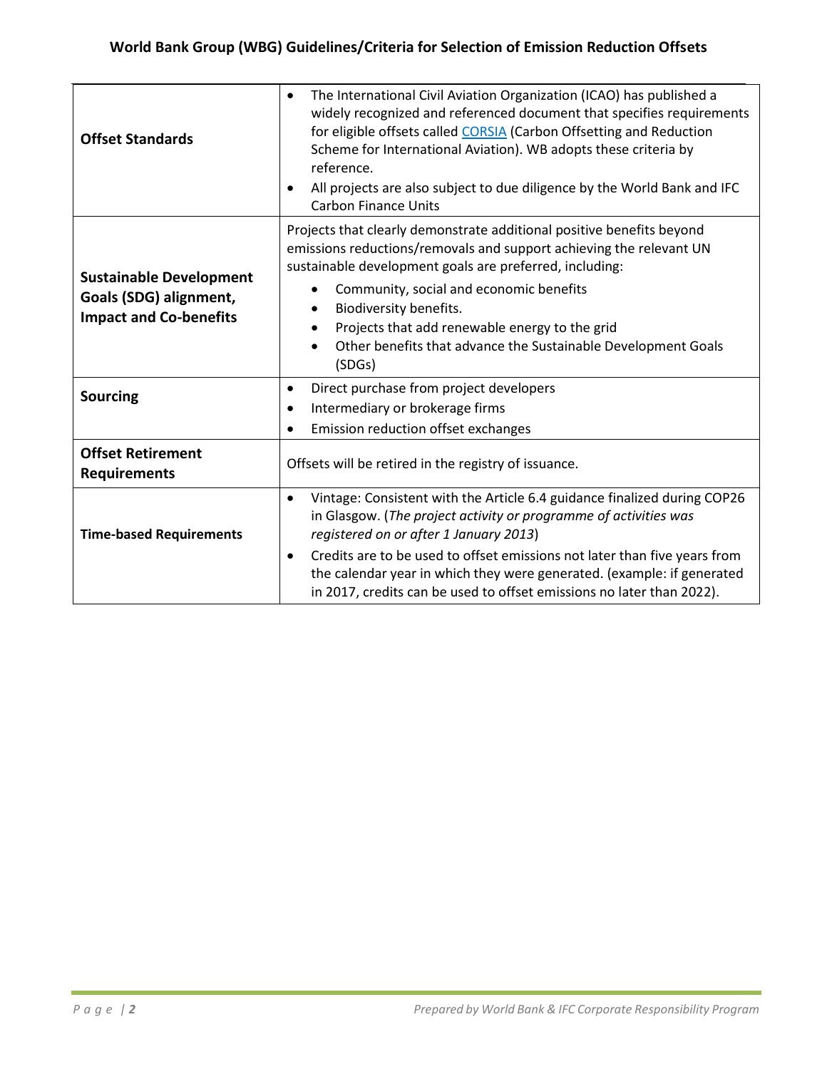## World Bank Group (WBG) Guidelines/Criteria for Selection of Emission Reduction Offsets

| | |
|---|---|
| **Offset Standards** | • The International Civil Aviation Organization (ICAO) has published a widely recognized and referenced document that specifies requirements for eligible offsets called CORSIA (Carbon Offsetting and Reduction Scheme for International Aviation). WB adopts these criteria by reference.<br>• All projects are also subject to due diligence by the World Bank and IFC Carbon Finance Units |
| **Sustainable Development Goals (SDG) alignment, Impact and Co-benefits** | Projects that clearly demonstrate additional positive benefits beyond emissions reductions/removals and support achieving the relevant UN sustainable development goals are preferred, including:<br>• Community, social and economic benefits<br>• Biodiversity benefits.<br>• Projects that add renewable energy to the grid<br>• Other benefits that advance the Sustainable Development Goals (SDGs) |
| **Sourcing** | • Direct purchase from project developers<br>• Intermediary or brokerage firms<br>• Emission reduction offset exchanges |
| **Offset Retirement Requirements** | Offsets will be retired in the registry of issuance. |
| **Time-based Requirements** | • Vintage: Consistent with the Article 6.4 guidance finalized during COP26 in Glasgow. (*The project activity or programme of activities was registered on or after 1 January 2013*)<br>• Credits are to be used to offset emissions not later than five years from the calendar year in which they were generated. (example: if generated in 2017, credits can be used to offset emissions no later than 2022). |